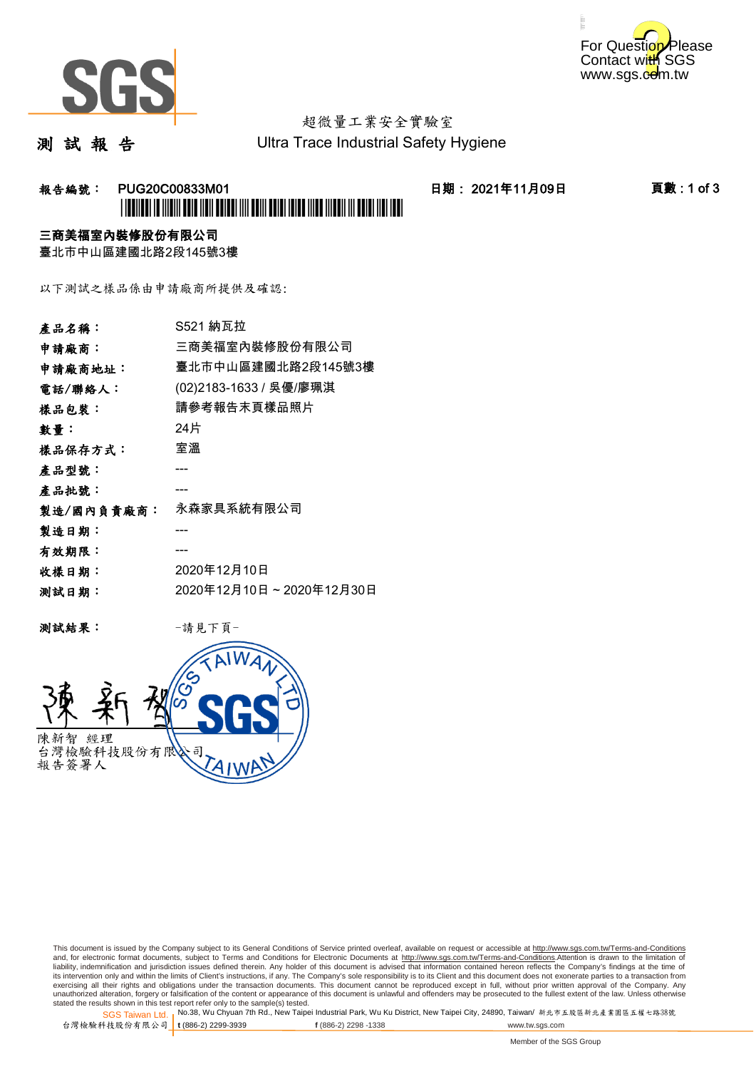**測 試 報 告**

超微量工業安全實驗室
Ultra Trace Industrial Safety Hygiene

**報告編號： PUG20C00833M01** **日期： 2021年11月09日**

**三商美福室內裝修股份有限公司**
臺北市中山區建國北路2段145號3樓

以下測試之樣品係由申請廠商所提供及確認:

| | |
|---|---|
| **產品名稱：** | S521 納瓦拉 |
| **申請廠商：** | 三商美福室內裝修股份有限公司 |
| **申請廠商地址：** | 臺北市中山區建國北路2段145號3樓 |
| **電話/聯絡人：** | (02)2183-1633 / 吳優/廖珮淇 |
| **樣品包裝：** | 請參考報告末頁樣品照片 |
| **數量：** | 24片 |
| **樣品保存方式：** | 室溫 |
| **產品型號：** | --- |
| **產品批號：** | --- |
| **製造/國內負責廠商：** | 永森家具系統有限公司 |
| **製造日期：** | --- |
| **有效期限：** | --- |
| **收樣日期：** | 2020年12月10日 |
| **測試日期：** | 2020年12月10日 ~ 2020年12月30日 |

**測試結果：** -請見下頁-

陳新智 經理
台灣檢驗科技股份有限公司
報告簽署人

This document is issued by the Company subject to its General Conditions of Service printed overleaf, available on request or accessible at http://www.sgs.com.tw/Terms-and-Conditions and, for electronic format documents, subject to Terms and Conditions for Electronic Documents at http://www.sgs.com.tw/Terms-and-Conditions.Attention is drawn to the limitation of liability, indemnification and jurisdiction issues defined therein. Any holder of this document is advised that information contained hereon reflects the Company's findings at the time of its intervention only and within the limits of Client's instructions, if any. The Company's sole responsibility is to its Client and this document does not exonerate parties to a transaction from exercising all their rights and obligations under the transaction documents. This document cannot be reproduced except in full, without prior written approval of the Company. Any unauthorized alteration, forgery or falsification of the content or appearance of this document is unlawful and offenders may be prosecuted to the fullest extent of the law. Unless otherwise stated the results shown in this test report refer only to the sample(s) tested.

SGS Taiwan Ltd. 台灣檢驗科技股份有限公司 | No.38, Wu Chyuan 7th Rd., New Taipei Industrial Park, Wu Ku District, New Taipei City, 24890, Taiwan/ 新北市五股區新北產業園區五權七路38號 | t (886-2) 2299-3939 | f (886-2) 2298 -1338 | www.tw.sgs.com

Member of the SGS Group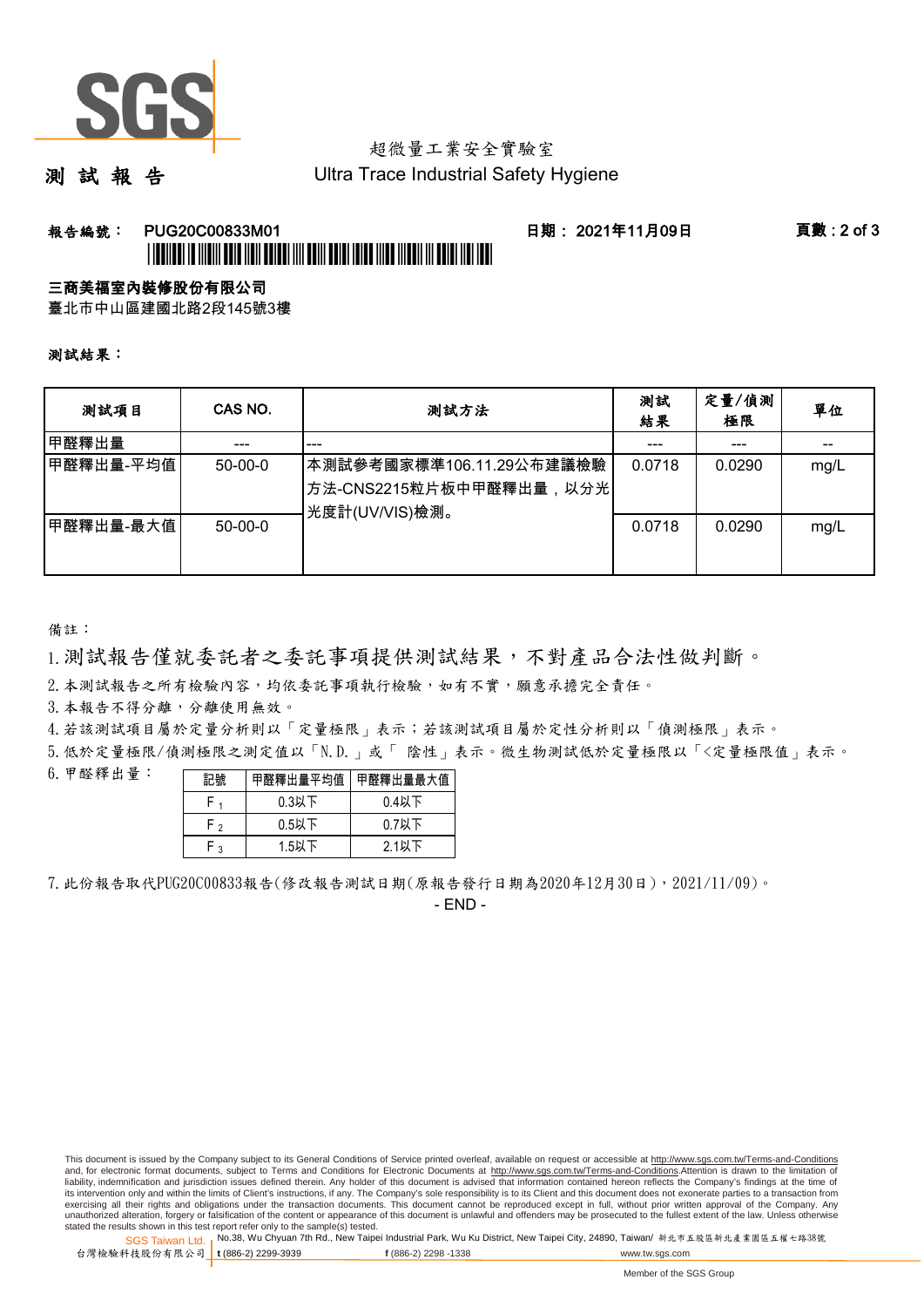超微量工業安全實驗室

# 測試報告

Ultra Trace Industrial Safety Hygiene

**報告編號： PUG20C00833M01** **日期： 2021年11月09日**

**三商美福室內裝修股份有限公司**

臺北市中山區建國北路2段145號3樓

**測試結果：**

| 測試項目 | CAS NO. | 測試方法 | 測試結果 | 定量/偵測極限 | 單位 |
|---|---|---|---|---|---|
| 甲醛釋出量 | --- | --- | --- | --- | -- |
| 甲醛釋出量-平均值 | 50-00-0 | 本測試參考國家標準106.11.29公布建議檢驗方法-CNS2215粒片板中甲醛釋出量，以分光光度計(UV/VIS)檢測。 | 0.0718 | 0.0290 | mg/L |
| 甲醛釋出量-最大值 | 50-00-0 | | 0.0718 | 0.0290 | mg/L |

備註：

1. 測試報告僅就委託者之委託事項提供測試結果，不對產品合法性做判斷。
2. 本測試報告之所有檢驗內容，均依委託事項執行檢驗，如有不實，願意承擔完全責任。
3. 本報告不得分離，分離使用無效。
4. 若該測試項目屬於定量分析則以「定量極限」表示；若該測試項目屬於定性分析則以「偵測極限」表示。
5. 低於定量極限/偵測極限之測定值以「N.D.」或「 陰性」表示。微生物測試低於定量極限以「<定量極限值」表示。
6. 甲醛釋出量：

| 記號 | 甲醛釋出量平均值 | 甲醛釋出量最大值 |
|---|---|---|
| $F_1$ | 0.3以下 | 0.4以下 |
| $F_2$ | 0.5以下 | 0.7以下 |
| $F_3$ | 1.5以下 | 2.1以下 |

7. 此份報告取代PUG20C00833報告(修改報告測試日期(原報告發行日期為2020年12月30日)，2021/11/09)。

- END -

This document is issued by the Company subject to its General Conditions of Service printed overleaf, available on request or accessible at http://www.sgs.com.tw/Terms-and-Conditions and, for electronic format documents, subject to Terms and Conditions for Electronic Documents at http://www.sgs.com.tw/Terms-and-Conditions.Attention is drawn to the limitation of liability, indemnification and jurisdiction issues defined therein. Any holder of this document is advised that information contained hereon reflects the Company's findings at the time of its intervention only and within the limits of Client's instructions, if any. The Company's sole responsibility is to its Client and this document does not exonerate parties to a transaction from exercising all their rights and obligations under the transaction documents. This document cannot be reproduced except in full, without prior written approval of the Company. Any unauthorized alteration, forgery or falsification of the content or appearance of this document is unlawful and offenders may be prosecuted to the fullest extent of the law. Unless otherwise stated the results shown in this test report refer only to the sample(s) tested.

SGS Taiwan Ltd. 台灣檢驗科技股份有限公司 | No.38, Wu Chyuan 7th Rd., New Taipei Industrial Park, Wu Ku District, New Taipei City, 24890, Taiwan/ 新北市五股區新北產業園區五權七路38號 t (886-2) 2299-3939 f (886-2) 2298 -1338 www.tw.sgs.com

Member of the SGS Group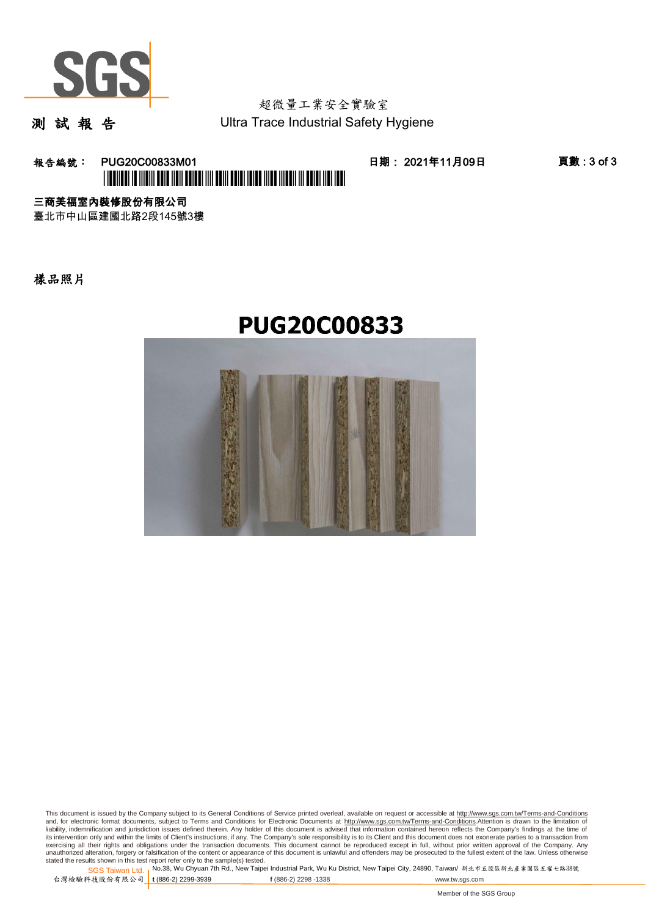超微量工業安全實驗室

# 測 試 報 告

Ultra Trace Industrial Safety Hygiene

報告編號： PUG20C00833M01　　日期： 2021年11月09日

**三商美福室內裝修股份有限公司**

臺北市中山區建國北路2段145號3樓

## 樣品照片

**PUG20C00833**

This document is issued by the Company subject to its General Conditions of Service printed overleaf, available on request or accessible at http://www.sgs.com.tw/Terms-and-Conditions and, for electronic format documents, subject to Terms and Conditions for Electronic Documents at http://www.sgs.com.tw/Terms-and-Conditions.Attention is drawn to the limitation of liability, indemnification and jurisdiction issues defined therein. Any holder of this document is advised that information contained hereon reflects the Company's findings at the time of its intervention only and within the limits of Client's instructions, if any. The Company's sole responsibility is to its Client and this document does not exonerate parties to a transaction from exercising all their rights and obligations under the transaction documents. This document cannot be reproduced except in full, without prior written approval of the Company. Any unauthorized alteration, forgery or falsification of the content or appearance of this document is unlawful and offenders may be prosecuted to the fullest extent of the law. Unless otherwise stated the results shown in this test report refer only to the sample(s) tested.

SGS Taiwan Ltd. 台灣檢驗科技股份有限公司 | No.38, Wu Chyuan 7th Rd., New Taipei Industrial Park, Wu Ku District, New Taipei City, 24890, Taiwan/ 新北市五股區新北產業園區五權七路38號 t (886-2) 2299-3939 f (886-2) 2298 -1338 www.tw.sgs.com

Member of the SGS Group